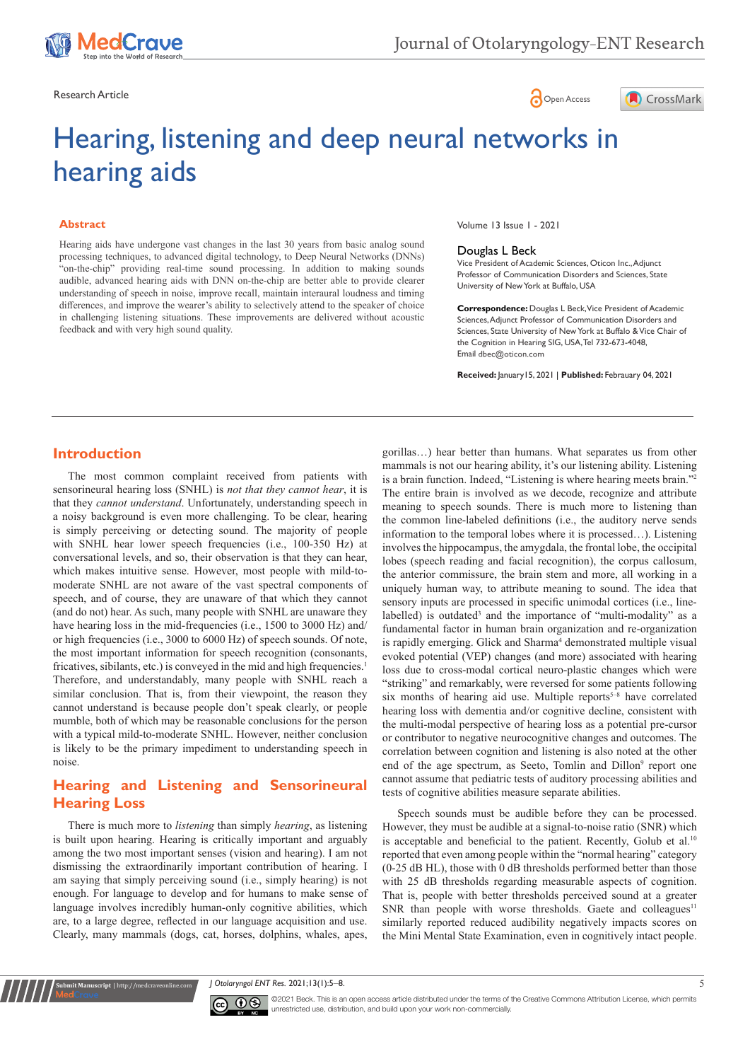Research Article

Open Access

# Hearing, listening and deep neural networks in hearing aids

## Abstract

Hearing aids have undergone vast changes in the last 30 years from basic analog sound processing techniques, to advanced digital technology, to Deep Neural Networks (DNNs) "on-the-chip" providing real-time sound processing. In addition to making sounds audible, advanced hearing aids with DNN on-the-chip are better able to provide clearer understanding of speech in noise, improve recall, maintain interaural loudness and timing differences, and improve the wearer's ability to selectively attend to the speaker of choice in challenging listening situations. These improvements are delivered without acoustic feedback and with very high sound quality.

Volume 13 Issue 1 - 2021

**Douglas L Beck**

Vice President of Academic Sciences, Oticon Inc., Adjunct Professor of Communication Disorders and Sciences, State University of New York at Buffalo, USA

**Correspondence:** Douglas L Beck, Vice President of Academic Sciences, Adjunct Professor of Communication Disorders and Sciences, State University of New York at Buffalo & Vice Chair of the Cognition in Hearing SIG, USA, Tel 732-673-4048, Email dbec@oticon.com

**Received:** January 15, 2021 | **Published:** Febrauary 04, 2021

## Introduction

The most common complaint received from patients with sensorineural hearing loss (SNHL) is *not that they cannot hear*, it is that they *cannot understand*. Unfortunately, understanding speech in a noisy background is even more challenging. To be clear, hearing is simply perceiving or detecting sound. The majority of people with SNHL hear lower speech frequencies (i.e., 100-350 Hz) at conversational levels, and so, their observation is that they can hear, which makes intuitive sense. However, most people with mild-to-moderate SNHL are not aware of the vast spectral components of speech, and of course, they are unaware of that which they cannot (and do not) hear. As such, many people with SNHL are unaware they have hearing loss in the mid-frequencies (i.e., 1500 to 3000 Hz) and/or high frequencies (i.e., 3000 to 6000 Hz) of speech sounds. Of note, the most important information for speech recognition (consonants, fricatives, sibilants, etc.) is conveyed in the mid and high frequencies.[1] Therefore, and understandably, many people with SNHL reach a similar conclusion. That is, from their viewpoint, the reason they cannot understand is because people don't speak clearly, or people mumble, both of which may be reasonable conclusions for the person with a typical mild-to-moderate SNHL. However, neither conclusion is likely to be the primary impediment to understanding speech in noise.

## Hearing and Listening and Sensorineural Hearing Loss

There is much more to *listening* than simply *hearing*, as listening is built upon hearing. Hearing is critically important and arguably among the two most important senses (vision and hearing). I am not dismissing the extraordinarily important contribution of hearing. I am saying that simply perceiving sound (i.e., simply hearing) is not enough. For language to develop and for humans to make sense of language involves incredibly human-only cognitive abilities, which are, to a large degree, reflected in our language acquisition and use. Clearly, many mammals (dogs, cat, horses, dolphins, whales, apes, gorillas…) hear better than humans. What separates us from other mammals is not our hearing ability, it's our listening ability. Listening is a brain function. Indeed, "Listening is where hearing meets brain."[2] The entire brain is involved as we decode, recognize and attribute meaning to speech sounds. There is much more to listening than the common line-labeled definitions (i.e., the auditory nerve sends information to the temporal lobes where it is processed…). Listening involves the hippocampus, the amygdala, the frontal lobe, the occipital lobes (speech reading and facial recognition), the corpus callosum, the anterior commissure, the brain stem and more, all working in a uniquely human way, to attribute meaning to sound. The idea that sensory inputs are processed in specific unimodal cortices (i.e., line-labelled) is outdated[3] and the importance of "multi-modality" as a fundamental factor in human brain organization and re-organization is rapidly emerging. Glick and Sharma[4] demonstrated multiple visual evoked potential (VEP) changes (and more) associated with hearing loss due to cross-modal cortical neuro-plastic changes which were "striking" and remarkably, were reversed for some patients following six months of hearing aid use. Multiple reports[5–8] have correlated hearing loss with dementia and/or cognitive decline, consistent with the multi-modal perspective of hearing loss as a potential pre-cursor or contributor to negative neurocognitive changes and outcomes. The correlation between cognition and listening is also noted at the other end of the age spectrum, as Seeto, Tomlin and Dillon[9] report one cannot assume that pediatric tests of auditory processing abilities and tests of cognitive abilities measure separate abilities.

Speech sounds must be audible before they can be processed. However, they must be audible at a signal-to-noise ratio (SNR) which is acceptable and beneficial to the patient. Recently, Golub et al.[10] reported that even among people within the "normal hearing" category (0-25 dB HL), those with 0 dB thresholds performed better than those with 25 dB thresholds regarding measurable aspects of cognition. That is, people with better thresholds perceived sound at a greater SNR than people with worse thresholds. Gaete and colleagues[11] similarly reported reduced audibility negatively impacts scores on the Mini Mental State Examination, even in cognitively intact people.

©2021 Beck. This is an open access article distributed under the terms of the Creative Commons Attribution License, which permits unrestricted use, distribution, and build upon your work non-commercially.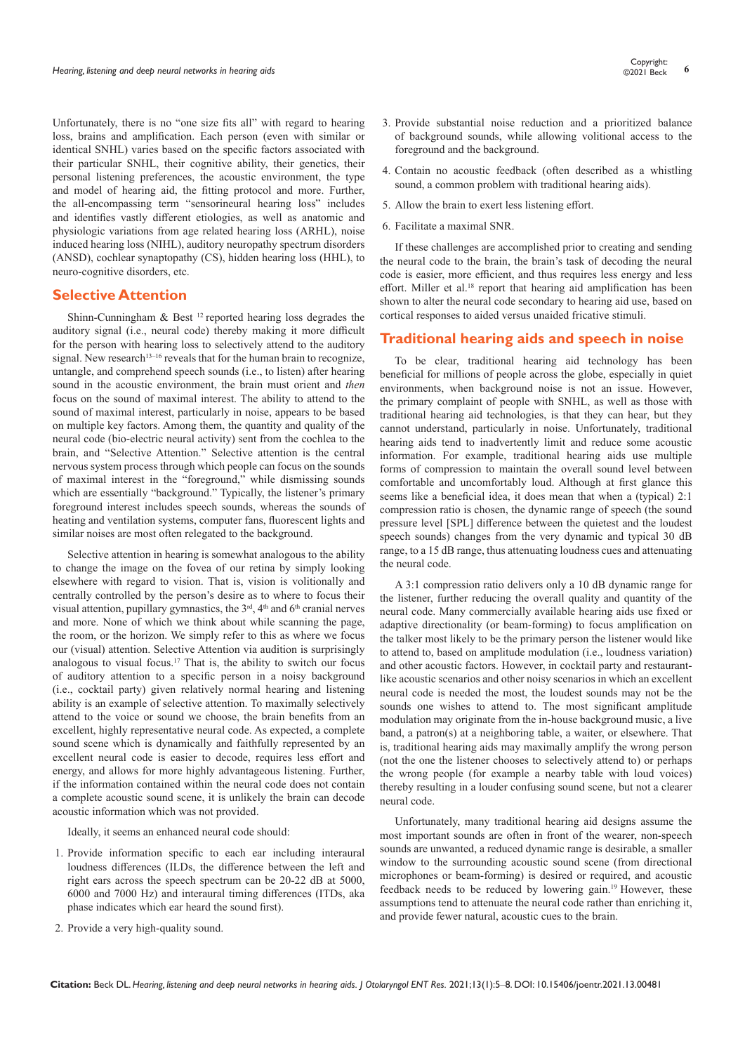Unfortunately, there is no "one size fits all" with regard to hearing loss, brains and amplification. Each person (even with similar or identical SNHL) varies based on the specific factors associated with their particular SNHL, their cognitive ability, their genetics, their personal listening preferences, the acoustic environment, the type and model of hearing aid, the fitting protocol and more. Further, the all-encompassing term "sensorineural hearing loss" includes and identifies vastly different etiologies, as well as anatomic and physiologic variations from age related hearing loss (ARHL), noise induced hearing loss (NIHL), auditory neuropathy spectrum disorders (ANSD), cochlear synaptopathy (CS), hidden hearing loss (HHL), to neuro-cognitive disorders, etc.

## Selective Attention

Shinn-Cunningham & Best [12] reported hearing loss degrades the auditory signal (i.e., neural code) thereby making it more difficult for the person with hearing loss to selectively attend to the auditory signal. New research[13–16] reveals that for the human brain to recognize, untangle, and comprehend speech sounds (i.e., to listen) after hearing sound in the acoustic environment, the brain must orient and *then* focus on the sound of maximal interest. The ability to attend to the sound of maximal interest, particularly in noise, appears to be based on multiple key factors. Among them, the quantity and quality of the neural code (bio-electric neural activity) sent from the cochlea to the brain, and "Selective Attention." Selective attention is the central nervous system process through which people can focus on the sounds of maximal interest in the "foreground," while dismissing sounds which are essentially "background." Typically, the listener's primary foreground interest includes speech sounds, whereas the sounds of heating and ventilation systems, computer fans, fluorescent lights and similar noises are most often relegated to the background.

Selective attention in hearing is somewhat analogous to the ability to change the image on the fovea of our retina by simply looking elsewhere with regard to vision. That is, vision is volitionally and centrally controlled by the person's desire as to where to focus their visual attention, pupillary gymnastics, the 3rd, 4th and 6th cranial nerves and more. None of which we think about while scanning the page, the room, or the horizon. We simply refer to this as where we focus our (visual) attention. Selective Attention via audition is surprisingly analogous to visual focus.[17] That is, the ability to switch our focus of auditory attention to a specific person in a noisy background (i.e., cocktail party) given relatively normal hearing and listening ability is an example of selective attention. To maximally selectively attend to the voice or sound we choose, the brain benefits from an excellent, highly representative neural code. As expected, a complete sound scene which is dynamically and faithfully represented by an excellent neural code is easier to decode, requires less effort and energy, and allows for more highly advantageous listening. Further, if the information contained within the neural code does not contain a complete acoustic sound scene, it is unlikely the brain can decode acoustic information which was not provided.

Ideally, it seems an enhanced neural code should:

1. Provide information specific to each ear including interaural loudness differences (ILDs, the difference between the left and right ears across the speech spectrum can be 20-22 dB at 5000, 6000 and 7000 Hz) and interaural timing differences (ITDs, aka phase indicates which ear heard the sound first).
2. Provide a very high-quality sound.
3. Provide substantial noise reduction and a prioritized balance of background sounds, while allowing volitional access to the foreground and the background.
4. Contain no acoustic feedback (often described as a whistling sound, a common problem with traditional hearing aids).
5. Allow the brain to exert less listening effort.
6. Facilitate a maximal SNR.

If these challenges are accomplished prior to creating and sending the neural code to the brain, the brain's task of decoding the neural code is easier, more efficient, and thus requires less energy and less effort. Miller et al.[18] report that hearing aid amplification has been shown to alter the neural code secondary to hearing aid use, based on cortical responses to aided versus unaided fricative stimuli.

## Traditional hearing aids and speech in noise

To be clear, traditional hearing aid technology has been beneficial for millions of people across the globe, especially in quiet environments, when background noise is not an issue. However, the primary complaint of people with SNHL, as well as those with traditional hearing aid technologies, is that they can hear, but they cannot understand, particularly in noise. Unfortunately, traditional hearing aids tend to inadvertently limit and reduce some acoustic information. For example, traditional hearing aids use multiple forms of compression to maintain the overall sound level between comfortable and uncomfortably loud. Although at first glance this seems like a beneficial idea, it does mean that when a (typical) 2:1 compression ratio is chosen, the dynamic range of speech (the sound pressure level [SPL] difference between the quietest and the loudest speech sounds) changes from the very dynamic and typical 30 dB range, to a 15 dB range, thus attenuating loudness cues and attenuating the neural code.

A 3:1 compression ratio delivers only a 10 dB dynamic range for the listener, further reducing the overall quality and quantity of the neural code. Many commercially available hearing aids use fixed or adaptive directionality (or beam-forming) to focus amplification on the talker most likely to be the primary person the listener would like to attend to, based on amplitude modulation (i.e., loudness variation) and other acoustic factors. However, in cocktail party and restaurant-like acoustic scenarios and other noisy scenarios in which an excellent neural code is needed the most, the loudest sounds may not be the sounds one wishes to attend to. The most significant amplitude modulation may originate from the in-house background music, a live band, a patron(s) at a neighboring table, a waiter, or elsewhere. That is, traditional hearing aids may maximally amplify the wrong person (not the one the listener chooses to selectively attend to) or perhaps the wrong people (for example a nearby table with loud voices) thereby resulting in a louder confusing sound scene, but not a clearer neural code.

Unfortunately, many traditional hearing aid designs assume the most important sounds are often in front of the wearer, non-speech sounds are unwanted, a reduced dynamic range is desirable, a smaller window to the surrounding acoustic sound scene (from directional microphones or beam-forming) is desired or required, and acoustic feedback needs to be reduced by lowering gain.[19] However, these assumptions tend to attenuate the neural code rather than enriching it, and provide fewer natural, acoustic cues to the brain.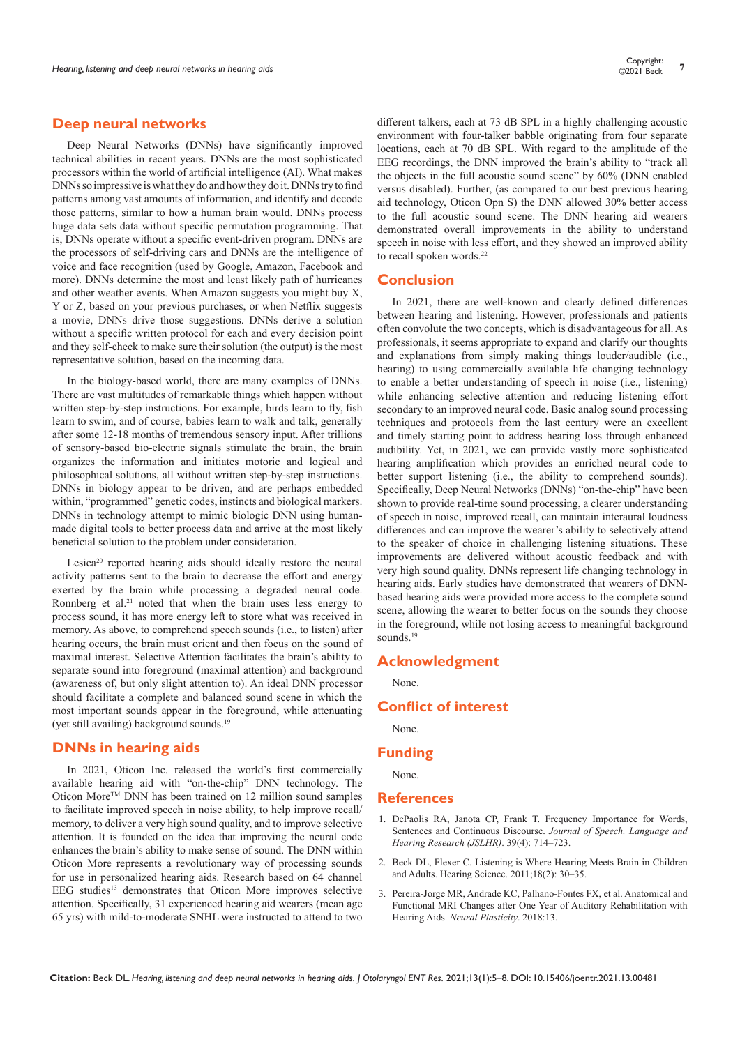## Deep neural networks

Deep Neural Networks (DNNs) have significantly improved technical abilities in recent years. DNNs are the most sophisticated processors within the world of artificial intelligence (AI). What makes DNNs so impressive is what they do and how they do it. DNNs try to find patterns among vast amounts of information, and identify and decode those patterns, similar to how a human brain would. DNNs process huge data sets data without specific permutation programming. That is, DNNs operate without a specific event-driven program. DNNs are the processors of self-driving cars and DNNs are the intelligence of voice and face recognition (used by Google, Amazon, Facebook and more). DNNs determine the most and least likely path of hurricanes and other weather events. When Amazon suggests you might buy X, Y or Z, based on your previous purchases, or when Netflix suggests a movie, DNNs drive those suggestions. DNNs derive a solution without a specific written protocol for each and every decision point and they self-check to make sure their solution (the output) is the most representative solution, based on the incoming data.

In the biology-based world, there are many examples of DNNs. There are vast multitudes of remarkable things which happen without written step-by-step instructions. For example, birds learn to fly, fish learn to swim, and of course, babies learn to walk and talk, generally after some 12-18 months of tremendous sensory input. After trillions of sensory-based bio-electric signals stimulate the brain, the brain organizes the information and initiates motoric and logical and philosophical solutions, all without written step-by-step instructions. DNNs in biology appear to be driven, and are perhaps embedded within, "programmed" genetic codes, instincts and biological markers. DNNs in technology attempt to mimic biologic DNN using human-made digital tools to better process data and arrive at the most likely beneficial solution to the problem under consideration.

Lesica[20] reported hearing aids should ideally restore the neural activity patterns sent to the brain to decrease the effort and energy exerted by the brain while processing a degraded neural code. Ronnberg et al.[21] noted that when the brain uses less energy to process sound, it has more energy left to store what was received in memory. As above, to comprehend speech sounds (i.e., to listen) after hearing occurs, the brain must orient and then focus on the sound of maximal interest. Selective Attention facilitates the brain's ability to separate sound into foreground (maximal attention) and background (awareness of, but only slight attention to). An ideal DNN processor should facilitate a complete and balanced sound scene in which the most important sounds appear in the foreground, while attenuating (yet still availing) background sounds.[19]

## DNNs in hearing aids

In 2021, Oticon Inc. released the world's first commercially available hearing aid with "on-the-chip" DNN technology. The Oticon More™ DNN has been trained on 12 million sound samples to facilitate improved speech in noise ability, to help improve recall/memory, to deliver a very high sound quality, and to improve selective attention. It is founded on the idea that improving the neural code enhances the brain's ability to make sense of sound. The DNN within Oticon More represents a revolutionary way of processing sounds for use in personalized hearing aids. Research based on 64 channel EEG studies[13] demonstrates that Oticon More improves selective attention. Specifically, 31 experienced hearing aid wearers (mean age 65 yrs) with mild-to-moderate SNHL were instructed to attend to two different talkers, each at 73 dB SPL in a highly challenging acoustic environment with four-talker babble originating from four separate locations, each at 70 dB SPL. With regard to the amplitude of the EEG recordings, the DNN improved the brain's ability to "track all the objects in the full acoustic sound scene" by 60% (DNN enabled versus disabled). Further, (as compared to our best previous hearing aid technology, Oticon Opn S) the DNN allowed 30% better access to the full acoustic sound scene. The DNN hearing aid wearers demonstrated overall improvements in the ability to understand speech in noise with less effort, and they showed an improved ability to recall spoken words.[22]

## Conclusion

In 2021, there are well-known and clearly defined differences between hearing and listening. However, professionals and patients often convolute the two concepts, which is disadvantageous for all. As professionals, it seems appropriate to expand and clarify our thoughts and explanations from simply making things louder/audible (i.e., hearing) to using commercially available life changing technology to enable a better understanding of speech in noise (i.e., listening) while enhancing selective attention and reducing listening effort secondary to an improved neural code. Basic analog sound processing techniques and protocols from the last century were an excellent and timely starting point to address hearing loss through enhanced audibility. Yet, in 2021, we can provide vastly more sophisticated hearing amplification which provides an enriched neural code to better support listening (i.e., the ability to comprehend sounds). Specifically, Deep Neural Networks (DNNs) "on-the-chip" have been shown to provide real-time sound processing, a clearer understanding of speech in noise, improved recall, can maintain interaural loudness differences and can improve the wearer's ability to selectively attend to the speaker of choice in challenging listening situations. These improvements are delivered without acoustic feedback and with very high sound quality. DNNs represent life changing technology in hearing aids. Early studies have demonstrated that wearers of DNN-based hearing aids were provided more access to the complete sound scene, allowing the wearer to better focus on the sounds they choose in the foreground, while not losing access to meaningful background sounds.[19]

## Acknowledgment

None.

## Conflict of interest

None.

## Funding

None.

## References

1. DePaolis RA, Janota CP, Frank T. Frequency Importance for Words, Sentences and Continuous Discourse. *Journal of Speech, Language and Hearing Research (JSLHR)*. 39(4): 714–723.
2. Beck DL, Flexer C. Listening is Where Hearing Meets Brain in Children and Adults. Hearing Science. 2011;18(2): 30–35.
3. Pereira-Jorge MR, Andrade KC, Palhano-Fontes FX, et al. Anatomical and Functional MRI Changes after One Year of Auditory Rehabilitation with Hearing Aids. *Neural Plasticity*. 2018:13.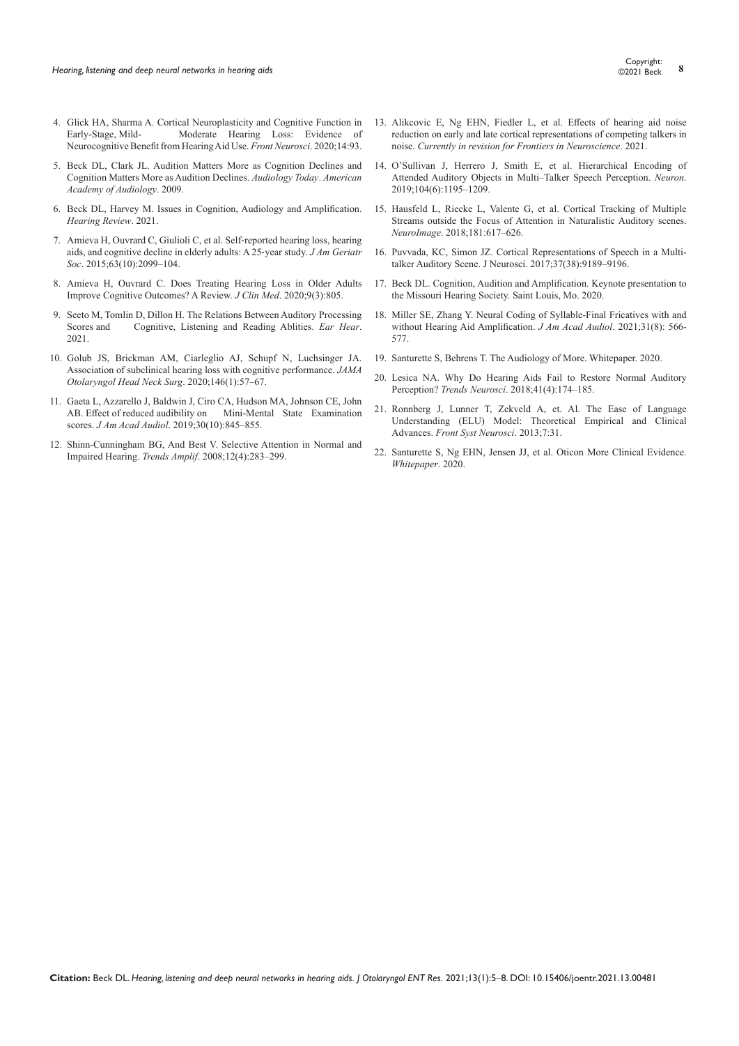4. Glick HA, Sharma A. Cortical Neuroplasticity and Cognitive Function in Early-Stage, Mild- Moderate Hearing Loss: Evidence of Neurocognitive Benefit from Hearing Aid Use. *Front Neurosci*. 2020;14:93.
5. Beck DL, Clark JL. Audition Matters More as Cognition Declines and Cognition Matters More as Audition Declines. *Audiology Today*. *American Academy of Audiology*. 2009.
6. Beck DL, Harvey M. Issues in Cognition, Audiology and Amplification. *Hearing Review*. 2021.
7. Amieva H, Ouvrard C, Giulioli C, et al. Self-reported hearing loss, hearing aids, and cognitive decline in elderly adults: A 25-year study. *J Am Geriatr Soc*. 2015;63(10):2099–104.
8. Amieva H, Ouvrard C. Does Treating Hearing Loss in Older Adults Improve Cognitive Outcomes? A Review. *J Clin Med*. 2020;9(3):805.
9. Seeto M, Tomlin D, Dillon H. The Relations Between Auditory Processing Scores and Cognitive, Listening and Reading Ablities. *Ear Hear*. 2021.
10. Golub JS, Brickman AM, Ciarleglio AJ, Schupf N, Luchsinger JA. Association of subclinical hearing loss with cognitive performance. *JAMA Otolaryngol Head Neck Surg*. 2020;146(1):57–67.
11. Gaeta L, Azzarello J, Baldwin J, Ciro CA, Hudson MA, Johnson CE, John AB. Effect of reduced audibility on Mini-Mental State Examination scores. *J Am Acad Audiol*. 2019;30(10):845–855.
12. Shinn-Cunningham BG, And Best V. Selective Attention in Normal and Impaired Hearing. *Trends Amplif*. 2008;12(4):283–299.
13. Alikcovic E, Ng EHN, Fiedler L, et al. Effects of hearing aid noise reduction on early and late cortical representations of competing talkers in noise. *Currently in revision for Frontiers in Neuroscience*. 2021.
14. O'Sullivan J, Herrero J, Smith E, et al. Hierarchical Encoding of Attended Auditory Objects in Multi–Talker Speech Perception. *Neuron*. 2019;104(6):1195–1209.
15. Hausfeld L, Riecke L, Valente G, et al. Cortical Tracking of Multiple Streams outside the Focus of Attention in Naturalistic Auditory scenes. *NeuroImage*. 2018;181:617–626.
16. Puvvada, KC, Simon JZ. Cortical Representations of Speech in a Multi-talker Auditory Scene. J Neurosci. 2017;37(38):9189–9196.
17. Beck DL. Cognition, Audition and Amplification. Keynote presentation to the Missouri Hearing Society. Saint Louis, Mo. 2020.
18. Miller SE, Zhang Y. Neural Coding of Syllable-Final Fricatives with and without Hearing Aid Amplification. *J Am Acad Audiol*. 2021;31(8): 566-577.
19. Santurette S, Behrens T. The Audiology of More. Whitepaper. 2020.
20. Lesica NA. Why Do Hearing Aids Fail to Restore Normal Auditory Perception? *Trends Neurosci*. 2018;41(4):174–185.
21. Ronnberg J, Lunner T, Zekveld A, et. Al. The Ease of Language Understanding (ELU) Model: Theoretical Empirical and Clinical Advances. *Front Syst Neurosci*. 2013;7:31.
22. Santurette S, Ng EHN, Jensen JJ, et al. Oticon More Clinical Evidence. *Whitepaper*. 2020.